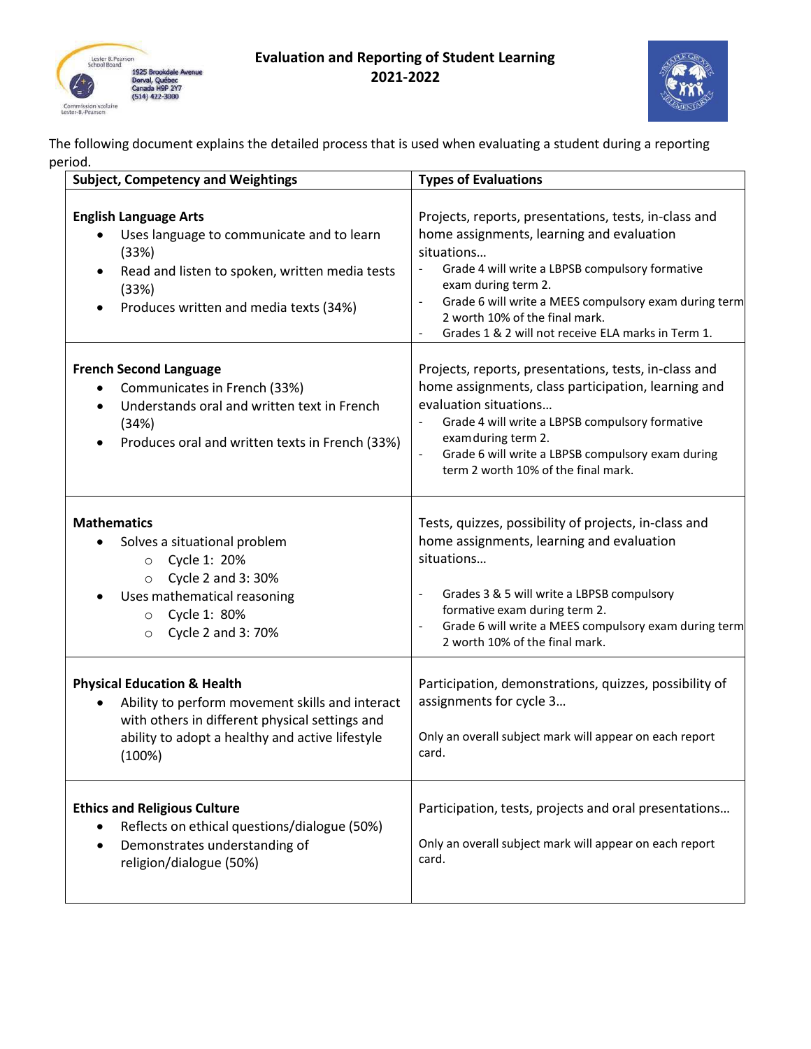Lester B. Pearson School Board
1925 Brookdale Avenue
Dorval, Québec
Canada H9P 2Y7
(514) 422-3000
Commission scolaire Lester-B.-Pearson

# Evaluation and Reporting of Student Learning 2021-2022

The following document explains the detailed process that is used when evaluating a student during a reporting period.

| Subject, Competency and Weightings | Types of Evaluations |
| --- | --- |
| **English Language Arts**<br>• Uses language to communicate and to learn (33%)<br>• Read and listen to spoken, written media tests (33%)<br>• Produces written and media texts (34%) | Projects, reports, presentations, tests, in-class and home assignments, learning and evaluation situations…<br>- Grade 4 will write a LBPSB compulsory formative exam during term 2.<br>- Grade 6 will write a MEES compulsory exam during term 2 worth 10% of the final mark.<br>- Grades 1 & 2 will not receive ELA marks in Term 1. |
| **French Second Language**<br>• Communicates in French (33%)<br>• Understands oral and written text in French (34%)<br>• Produces oral and written texts in French (33%) | Projects, reports, presentations, tests, in-class and home assignments, class participation, learning and evaluation situations…<br>- Grade 4 will write a LBPSB compulsory formative exam during term 2.<br>- Grade 6 will write a LBPSB compulsory exam during term 2 worth 10% of the final mark. |
| **Mathematics**<br>• Solves a situational problem<br>  ○ Cycle 1: 20%<br>  ○ Cycle 2 and 3: 30%<br>• Uses mathematical reasoning<br>  ○ Cycle 1: 80%<br>  ○ Cycle 2 and 3: 70% | Tests, quizzes, possibility of projects, in-class and home assignments, learning and evaluation situations…<br>- Grades 3 & 5 will write a LBPSB compulsory formative exam during term 2.<br>- Grade 6 will write a MEES compulsory exam during term 2 worth 10% of the final mark. |
| **Physical Education & Health**<br>• Ability to perform movement skills and interact with others in different physical settings and ability to adopt a healthy and active lifestyle (100%) | Participation, demonstrations, quizzes, possibility of assignments for cycle 3…<br>Only an overall subject mark will appear on each report card. |
| **Ethics and Religious Culture**<br>• Reflects on ethical questions/dialogue (50%)<br>• Demonstrates understanding of religion/dialogue (50%) | Participation, tests, projects and oral presentations…<br>Only an overall subject mark will appear on each report card. |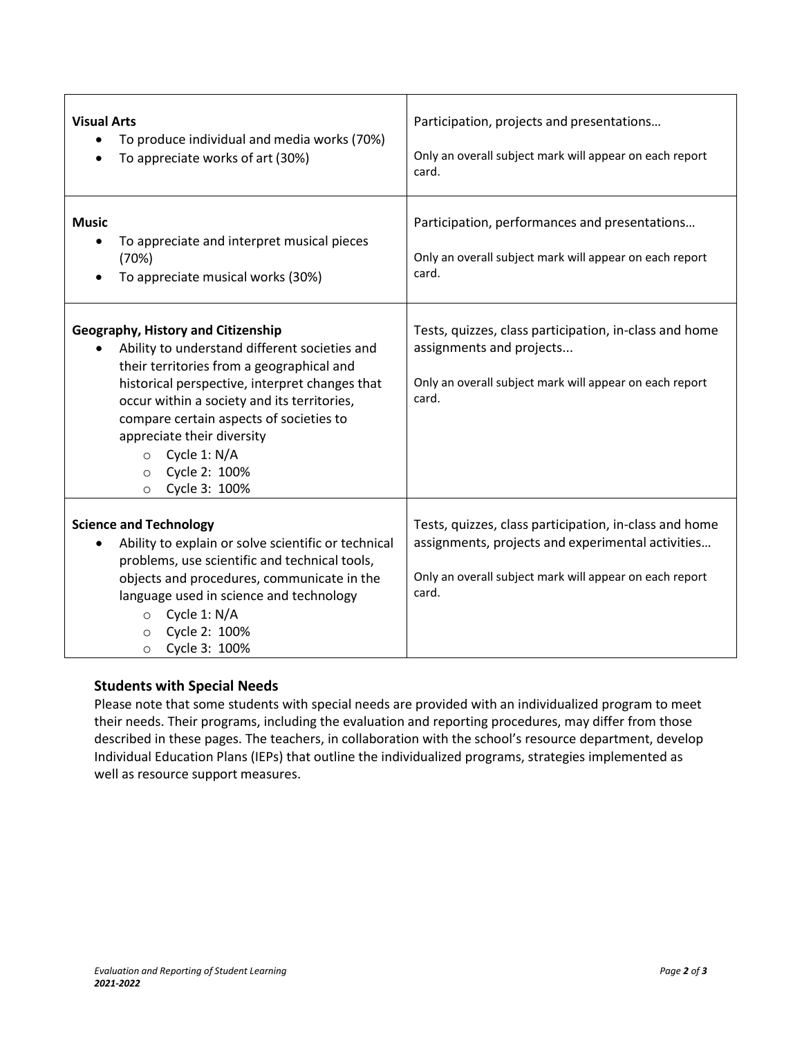| | |
|---|---|
| **Visual Arts**<br>• To produce individual and media works (70%)<br>• To appreciate works of art (30%) | Participation, projects and presentations…<br><br>Only an overall subject mark will appear on each report card. |
| **Music**<br>• To appreciate and interpret musical pieces (70%)<br>• To appreciate musical works (30%) | Participation, performances and presentations…<br><br>Only an overall subject mark will appear on each report card. |
| **Geography, History and Citizenship**<br>• Ability to understand different societies and their territories from a geographical and historical perspective, interpret changes that occur within a society and its territories, compare certain aspects of societies to appreciate their diversity<br>  ○ Cycle 1: N/A<br>  ○ Cycle 2: 100%<br>  ○ Cycle 3: 100% | Tests, quizzes, class participation, in-class and home assignments and projects...<br><br>Only an overall subject mark will appear on each report card. |
| **Science and Technology**<br>• Ability to explain or solve scientific or technical problems, use scientific and technical tools, objects and procedures, communicate in the language used in science and technology<br>  ○ Cycle 1: N/A<br>  ○ Cycle 2: 100%<br>  ○ Cycle 3: 100% | Tests, quizzes, class participation, in-class and home assignments, projects and experimental activities…<br><br>Only an overall subject mark will appear on each report card. |

## Students with Special Needs

Please note that some students with special needs are provided with an individualized program to meet their needs. Their programs, including the evaluation and reporting procedures, may differ from those described in these pages. The teachers, in collaboration with the school's resource department, develop Individual Education Plans (IEPs) that outline the individualized programs, strategies implemented as well as resource support measures.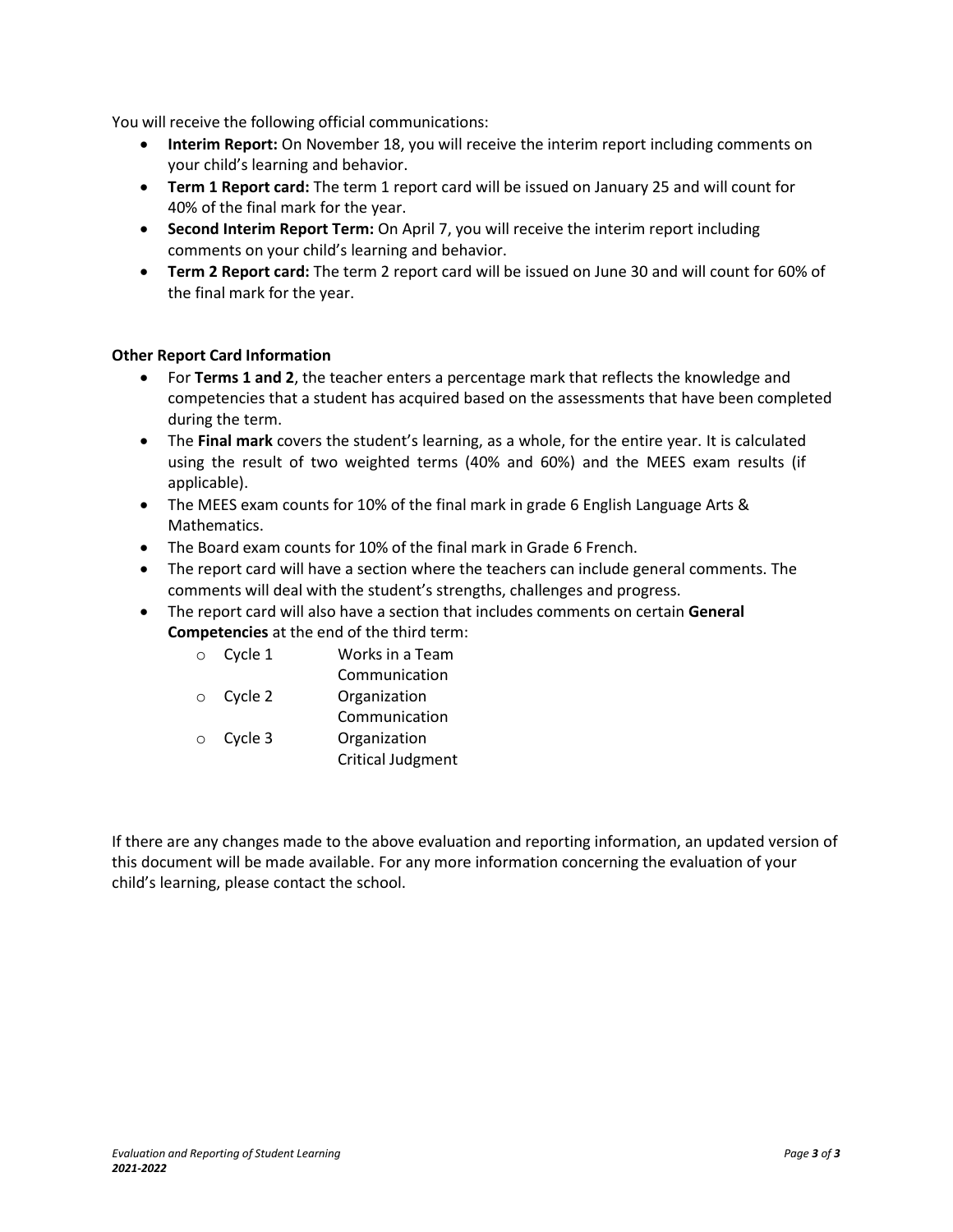You will receive the following official communications:

- **Interim Report:** On November 18, you will receive the interim report including comments on your child's learning and behavior.
- **Term 1 Report card:** The term 1 report card will be issued on January 25 and will count for 40% of the final mark for the year.
- **Second Interim Report Term:** On April 7, you will receive the interim report including comments on your child's learning and behavior.
- **Term 2 Report card:** The term 2 report card will be issued on June 30 and will count for 60% of the final mark for the year.

**Other Report Card Information**

- For **Terms 1 and 2**, the teacher enters a percentage mark that reflects the knowledge and competencies that a student has acquired based on the assessments that have been completed during the term.
- The **Final mark** covers the student's learning, as a whole, for the entire year. It is calculated using the result of two weighted terms (40% and 60%) and the MEES exam results (if applicable).
- The MEES exam counts for 10% of the final mark in grade 6 English Language Arts & Mathematics.
- The Board exam counts for 10% of the final mark in Grade 6 French.
- The report card will have a section where the teachers can include general comments. The comments will deal with the student's strengths, challenges and progress.
- The report card will also have a section that includes comments on certain **General Competencies** at the end of the third term:
  - Cycle 1 — Works in a Team, Communication
  - Cycle 2 — Organization, Communication
  - Cycle 3 — Organization, Critical Judgment

If there are any changes made to the above evaluation and reporting information, an updated version of this document will be made available. For any more information concerning the evaluation of your child's learning, please contact the school.